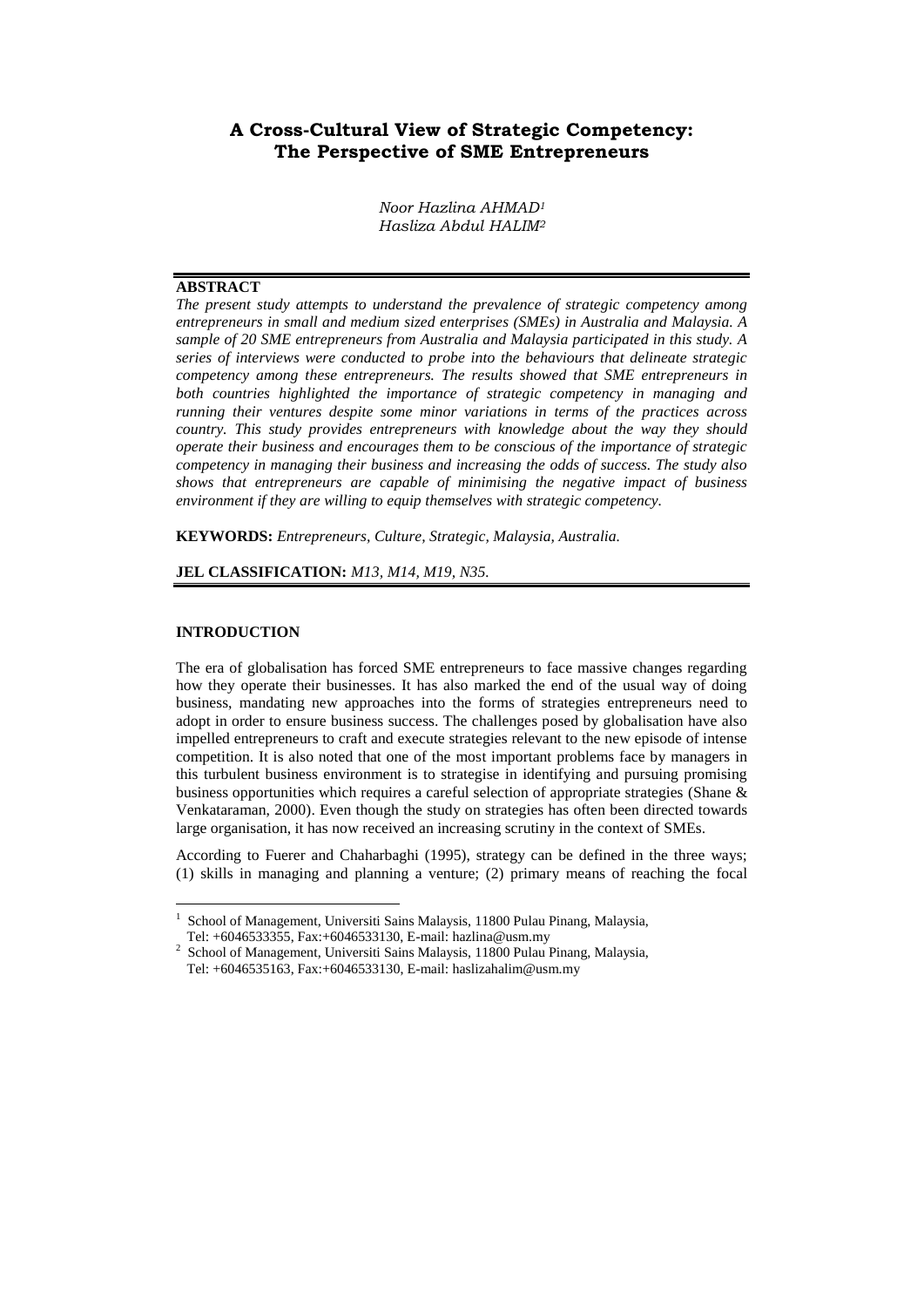# A Cross-Cultural View of Strategic Competency: The Perspective of SME Entrepreneurs

*Noor Hazlina AHMAD*[1]
*Hasliza Abdul HALIM*[2]

---

**ABSTRACT**

*The present study attempts to understand the prevalence of strategic competency among entrepreneurs in small and medium sized enterprises (SMEs) in Australia and Malaysia. A sample of 20 SME entrepreneurs from Australia and Malaysia participated in this study. A series of interviews were conducted to probe into the behaviours that delineate strategic competency among these entrepreneurs. The results showed that SME entrepreneurs in both countries highlighted the importance of strategic competency in managing and running their ventures despite some minor variations in terms of the practices across country. This study provides entrepreneurs with knowledge about the way they should operate their business and encourages them to be conscious of the importance of strategic competency in managing their business and increasing the odds of success. The study also shows that entrepreneurs are capable of minimising the negative impact of business environment if they are willing to equip themselves with strategic competency.*

**KEYWORDS:** *Entrepreneurs, Culture, Strategic, Malaysia, Australia.*

**JEL CLASSIFICATION:** *M13, M14, M19, N35.*

---

## INTRODUCTION

The era of globalisation has forced SME entrepreneurs to face massive changes regarding how they operate their businesses. It has also marked the end of the usual way of doing business, mandating new approaches into the forms of strategies entrepreneurs need to adopt in order to ensure business success. The challenges posed by globalisation have also impelled entrepreneurs to craft and execute strategies relevant to the new episode of intense competition. It is also noted that one of the most important problems face by managers in this turbulent business environment is to strategise in identifying and pursuing promising business opportunities which requires a careful selection of appropriate strategies (Shane & Venkataraman, 2000). Even though the study on strategies has often been directed towards large organisation, it has now received an increasing scrutiny in the context of SMEs.

According to Fuerer and Chaharbaghi (1995), strategy can be defined in the three ways; (1) skills in managing and planning a venture; (2) primary means of reaching the focal

---

[1] School of Management, Universiti Sains Malaysia, 11800 Pulau Pinang, Malaysia, Tel: +6046533355, Fax:+6046533130, E-mail: hazlina@usm.my

[2] School of Management, Universiti Sains Malaysia, 11800 Pulau Pinang, Malaysia, Tel: +6046535163, Fax:+6046533130, E-mail: haslizahalim@usm.my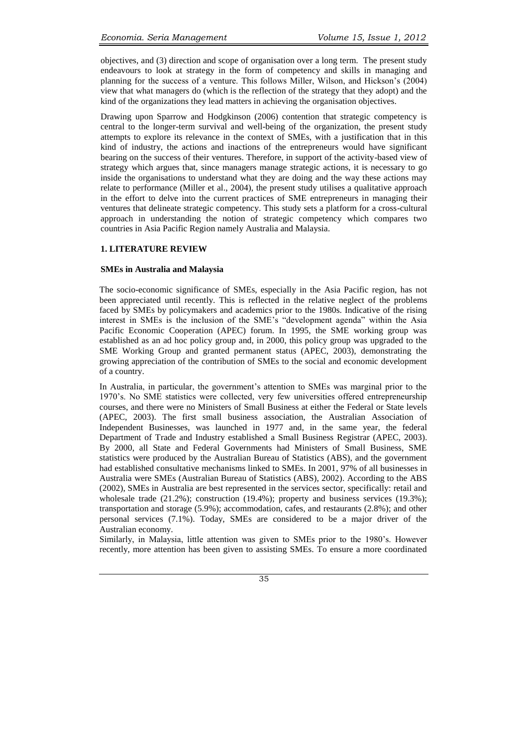objectives, and (3) direction and scope of organisation over a long term. The present study endeavours to look at strategy in the form of competency and skills in managing and planning for the success of a venture. This follows Miller, Wilson, and Hickson's (2004) view that what managers do (which is the reflection of the strategy that they adopt) and the kind of the organizations they lead matters in achieving the organisation objectives.

Drawing upon Sparrow and Hodgkinson (2006) contention that strategic competency is central to the longer-term survival and well-being of the organization, the present study attempts to explore its relevance in the context of SMEs, with a justification that in this kind of industry, the actions and inactions of the entrepreneurs would have significant bearing on the success of their ventures. Therefore, in support of the activity-based view of strategy which argues that, since managers manage strategic actions, it is necessary to go inside the organisations to understand what they are doing and the way these actions may relate to performance (Miller et al., 2004), the present study utilises a qualitative approach in the effort to delve into the current practices of SME entrepreneurs in managing their ventures that delineate strategic competency. This study sets a platform for a cross-cultural approach in understanding the notion of strategic competency which compares two countries in Asia Pacific Region namely Australia and Malaysia.

## 1. LITERATURE REVIEW

### SMEs in Australia and Malaysia

The socio-economic significance of SMEs, especially in the Asia Pacific region, has not been appreciated until recently. This is reflected in the relative neglect of the problems faced by SMEs by policymakers and academics prior to the 1980s. Indicative of the rising interest in SMEs is the inclusion of the SME's "development agenda" within the Asia Pacific Economic Cooperation (APEC) forum. In 1995, the SME working group was established as an ad hoc policy group and, in 2000, this policy group was upgraded to the SME Working Group and granted permanent status (APEC, 2003), demonstrating the growing appreciation of the contribution of SMEs to the social and economic development of a country.

In Australia, in particular, the government's attention to SMEs was marginal prior to the 1970's. No SME statistics were collected, very few universities offered entrepreneurship courses, and there were no Ministers of Small Business at either the Federal or State levels (APEC, 2003). The first small business association, the Australian Association of Independent Businesses, was launched in 1977 and, in the same year, the federal Department of Trade and Industry established a Small Business Registrar (APEC, 2003). By 2000, all State and Federal Governments had Ministers of Small Business, SME statistics were produced by the Australian Bureau of Statistics (ABS), and the government had established consultative mechanisms linked to SMEs. In 2001, 97% of all businesses in Australia were SMEs (Australian Bureau of Statistics (ABS), 2002). According to the ABS (2002), SMEs in Australia are best represented in the services sector, specifically: retail and wholesale trade (21.2%); construction (19.4%); property and business services (19.3%); transportation and storage (5.9%); accommodation, cafes, and restaurants (2.8%); and other personal services (7.1%). Today, SMEs are considered to be a major driver of the Australian economy.

Similarly, in Malaysia, little attention was given to SMEs prior to the 1980's. However recently, more attention has been given to assisting SMEs. To ensure a more coordinated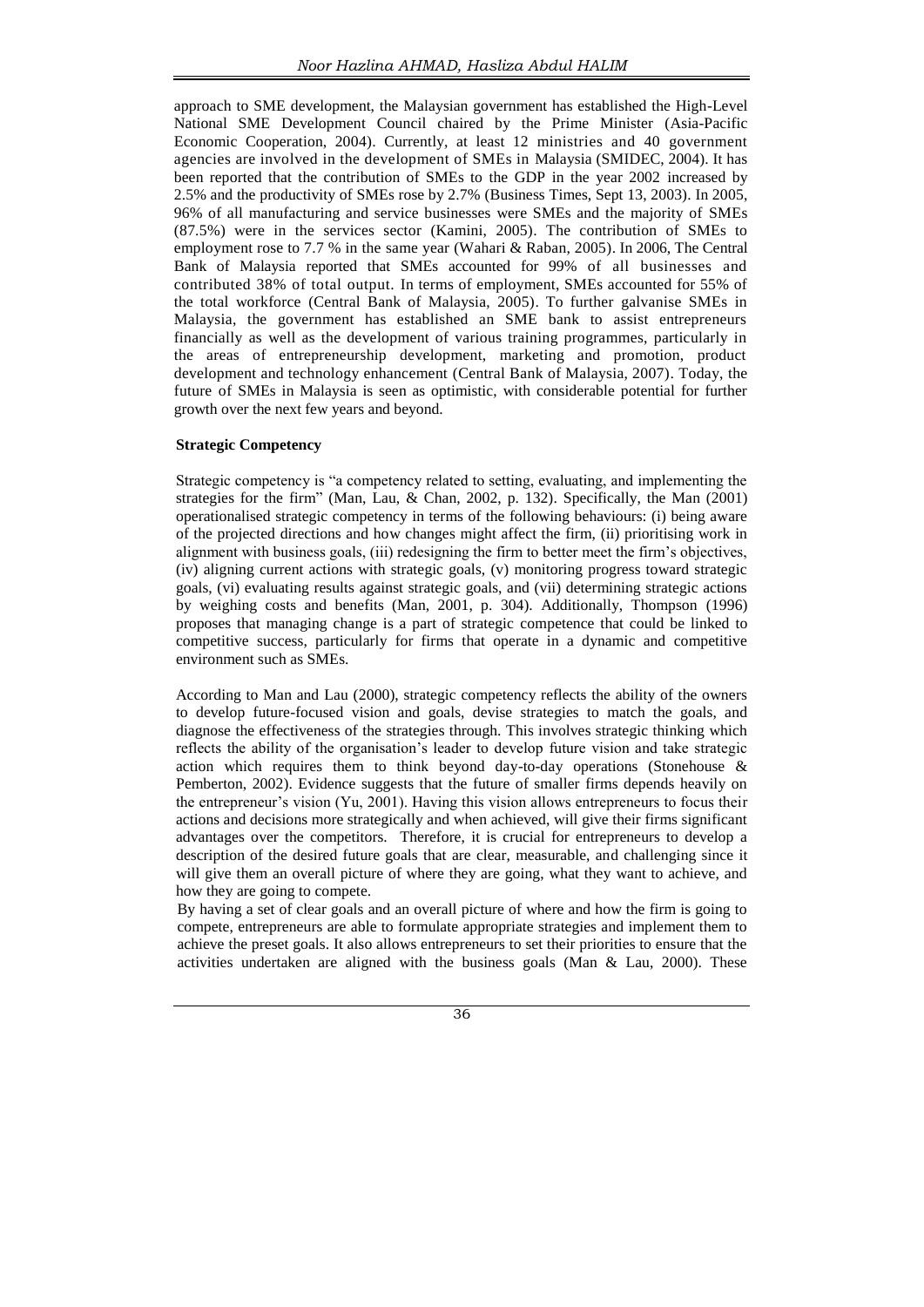approach to SME development, the Malaysian government has established the High-Level National SME Development Council chaired by the Prime Minister (Asia-Pacific Economic Cooperation, 2004). Currently, at least 12 ministries and 40 government agencies are involved in the development of SMEs in Malaysia (SMIDEC, 2004). It has been reported that the contribution of SMEs to the GDP in the year 2002 increased by 2.5% and the productivity of SMEs rose by 2.7% (Business Times, Sept 13, 2003). In 2005, 96% of all manufacturing and service businesses were SMEs and the majority of SMEs (87.5%) were in the services sector (Kamini, 2005). The contribution of SMEs to employment rose to 7.7 % in the same year (Wahari & Raban, 2005). In 2006, The Central Bank of Malaysia reported that SMEs accounted for 99% of all businesses and contributed 38% of total output. In terms of employment, SMEs accounted for 55% of the total workforce (Central Bank of Malaysia, 2005). To further galvanise SMEs in Malaysia, the government has established an SME bank to assist entrepreneurs financially as well as the development of various training programmes, particularly in the areas of entrepreneurship development, marketing and promotion, product development and technology enhancement (Central Bank of Malaysia, 2007). Today, the future of SMEs in Malaysia is seen as optimistic, with considerable potential for further growth over the next few years and beyond.

## Strategic Competency

Strategic competency is "a competency related to setting, evaluating, and implementing the strategies for the firm" (Man, Lau, & Chan, 2002, p. 132). Specifically, the Man (2001) operationalised strategic competency in terms of the following behaviours: (i) being aware of the projected directions and how changes might affect the firm, (ii) prioritising work in alignment with business goals, (iii) redesigning the firm to better meet the firm's objectives, (iv) aligning current actions with strategic goals, (v) monitoring progress toward strategic goals, (vi) evaluating results against strategic goals, and (vii) determining strategic actions by weighing costs and benefits (Man, 2001, p. 304). Additionally, Thompson (1996) proposes that managing change is a part of strategic competence that could be linked to competitive success, particularly for firms that operate in a dynamic and competitive environment such as SMEs.

According to Man and Lau (2000), strategic competency reflects the ability of the owners to develop future-focused vision and goals, devise strategies to match the goals, and diagnose the effectiveness of the strategies through. This involves strategic thinking which reflects the ability of the organisation's leader to develop future vision and take strategic action which requires them to think beyond day-to-day operations (Stonehouse & Pemberton, 2002). Evidence suggests that the future of smaller firms depends heavily on the entrepreneur's vision (Yu, 2001). Having this vision allows entrepreneurs to focus their actions and decisions more strategically and when achieved, will give their firms significant advantages over the competitors. Therefore, it is crucial for entrepreneurs to develop a description of the desired future goals that are clear, measurable, and challenging since it will give them an overall picture of where they are going, what they want to achieve, and how they are going to compete.

By having a set of clear goals and an overall picture of where and how the firm is going to compete, entrepreneurs are able to formulate appropriate strategies and implement them to achieve the preset goals. It also allows entrepreneurs to set their priorities to ensure that the activities undertaken are aligned with the business goals (Man & Lau, 2000). These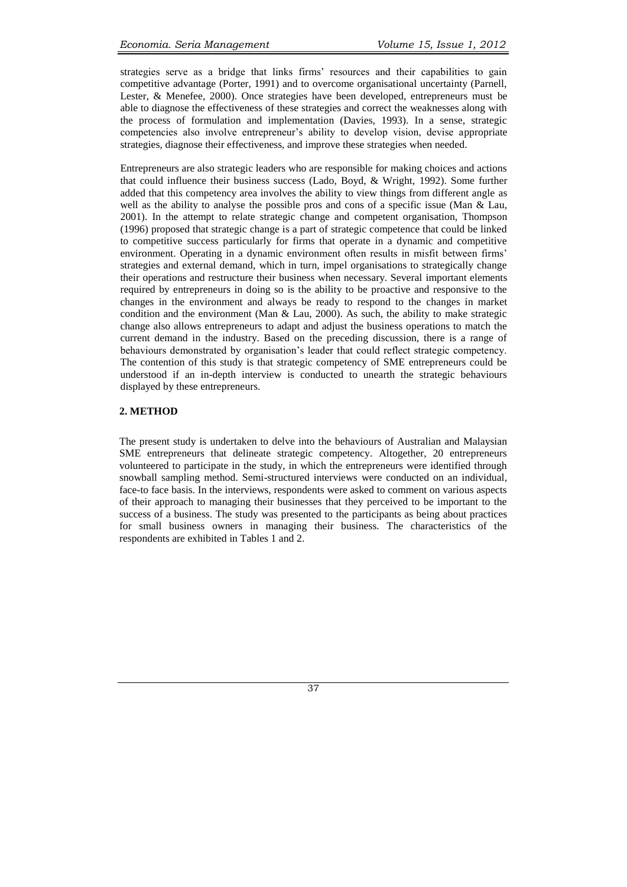strategies serve as a bridge that links firms' resources and their capabilities to gain competitive advantage (Porter, 1991) and to overcome organisational uncertainty (Parnell, Lester, & Menefee, 2000). Once strategies have been developed, entrepreneurs must be able to diagnose the effectiveness of these strategies and correct the weaknesses along with the process of formulation and implementation (Davies, 1993). In a sense, strategic competencies also involve entrepreneur's ability to develop vision, devise appropriate strategies, diagnose their effectiveness, and improve these strategies when needed.

Entrepreneurs are also strategic leaders who are responsible for making choices and actions that could influence their business success (Lado, Boyd, & Wright, 1992). Some further added that this competency area involves the ability to view things from different angle as well as the ability to analyse the possible pros and cons of a specific issue (Man & Lau, 2001). In the attempt to relate strategic change and competent organisation, Thompson (1996) proposed that strategic change is a part of strategic competence that could be linked to competitive success particularly for firms that operate in a dynamic and competitive environment. Operating in a dynamic environment often results in misfit between firms' strategies and external demand, which in turn, impel organisations to strategically change their operations and restructure their business when necessary. Several important elements required by entrepreneurs in doing so is the ability to be proactive and responsive to the changes in the environment and always be ready to respond to the changes in market condition and the environment (Man & Lau, 2000). As such, the ability to make strategic change also allows entrepreneurs to adapt and adjust the business operations to match the current demand in the industry. Based on the preceding discussion, there is a range of behaviours demonstrated by organisation's leader that could reflect strategic competency. The contention of this study is that strategic competency of SME entrepreneurs could be understood if an in-depth interview is conducted to unearth the strategic behaviours displayed by these entrepreneurs.

## 2. METHOD

The present study is undertaken to delve into the behaviours of Australian and Malaysian SME entrepreneurs that delineate strategic competency. Altogether, 20 entrepreneurs volunteered to participate in the study, in which the entrepreneurs were identified through snowball sampling method. Semi-structured interviews were conducted on an individual, face-to face basis. In the interviews, respondents were asked to comment on various aspects of their approach to managing their businesses that they perceived to be important to the success of a business. The study was presented to the participants as being about practices for small business owners in managing their business. The characteristics of the respondents are exhibited in Tables 1 and 2.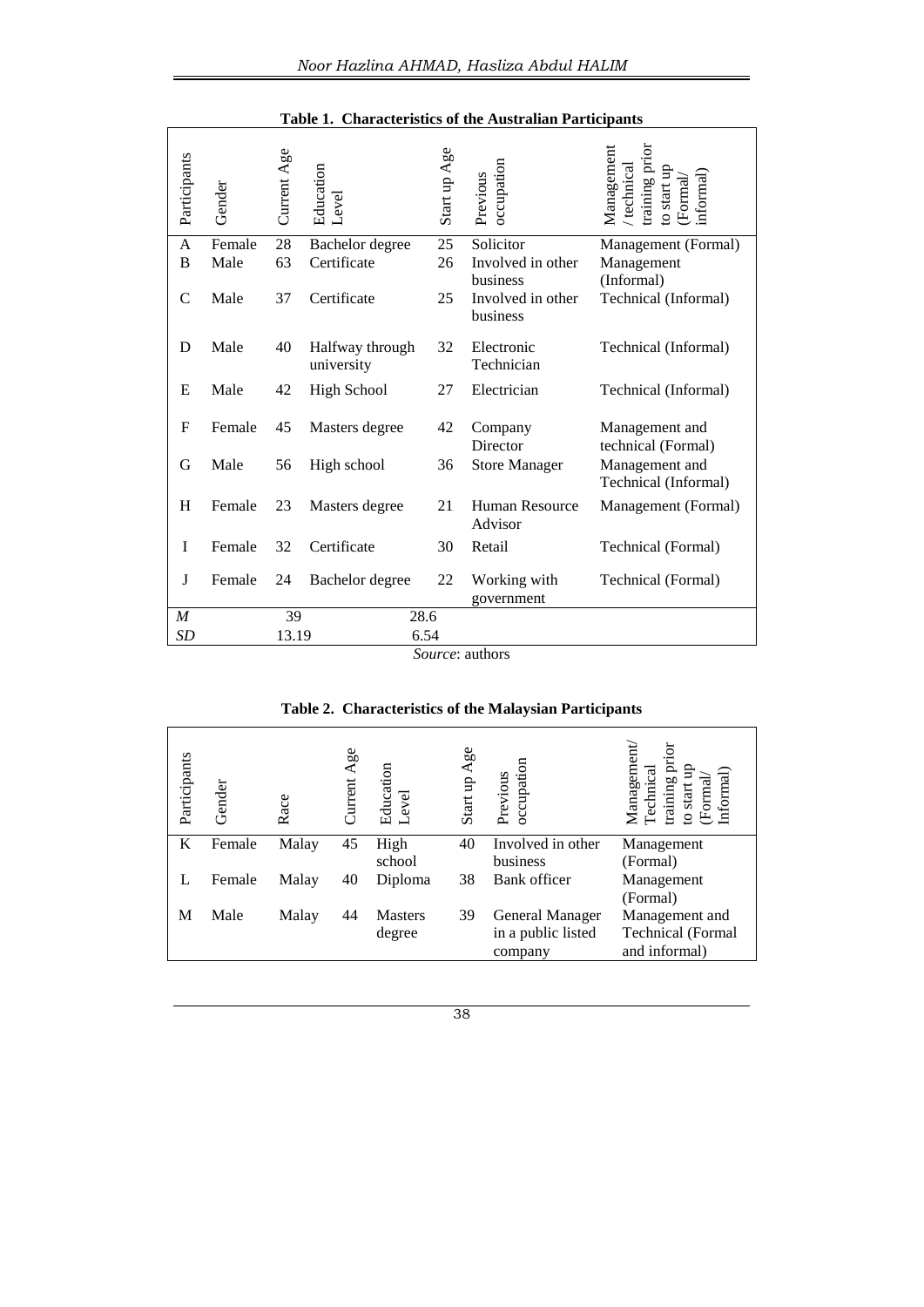**Table 1. Characteristics of the Australian Participants**

| Participants | Gender | Current Age | Education Level | Start up Age | Previous occupation | Management / technical training prior to start up (Formal/ informal) |
|---|---|---|---|---|---|---|
| A | Female | 28 | Bachelor degree | 25 | Solicitor | Management (Formal) |
| B | Male | 63 | Certificate | 26 | Involved in other business | Management (Informal) |
| C | Male | 37 | Certificate | 25 | Involved in other business | Technical (Informal) |
| D | Male | 40 | Halfway through university | 32 | Electronic Technician | Technical (Informal) |
| E | Male | 42 | High School | 27 | Electrician | Technical (Informal) |
| F | Female | 45 | Masters degree | 42 | Company Director | Management and technical (Formal) |
| G | Male | 56 | High school | 36 | Store Manager | Management and Technical (Informal) |
| H | Female | 23 | Masters degree | 21 | Human Resource Advisor | Management (Formal) |
| I | Female | 32 | Certificate | 30 | Retail | Technical (Formal) |
| J | Female | 24 | Bachelor degree | 22 | Working with government | Technical (Formal) |
| *M* | | 39 | | 28.6 | | |
| *SD* | | 13.19 | | 6.54 | | |

*Source*: authors

**Table 2. Characteristics of the Malaysian Participants**

| Participants | Gender | Race | Current Age | Education Level | Start up Age | Previous occupation | Management/ Technical training prior to start up (Formal/ Informal) |
|---|---|---|---|---|---|---|---|
| K | Female | Malay | 45 | High school | 40 | Involved in other business | Management (Formal) |
| L | Female | Malay | 40 | Diploma | 38 | Bank officer | Management (Formal) |
| M | Male | Malay | 44 | Masters degree | 39 | General Manager in a public listed company | Management and Technical (Formal and informal) |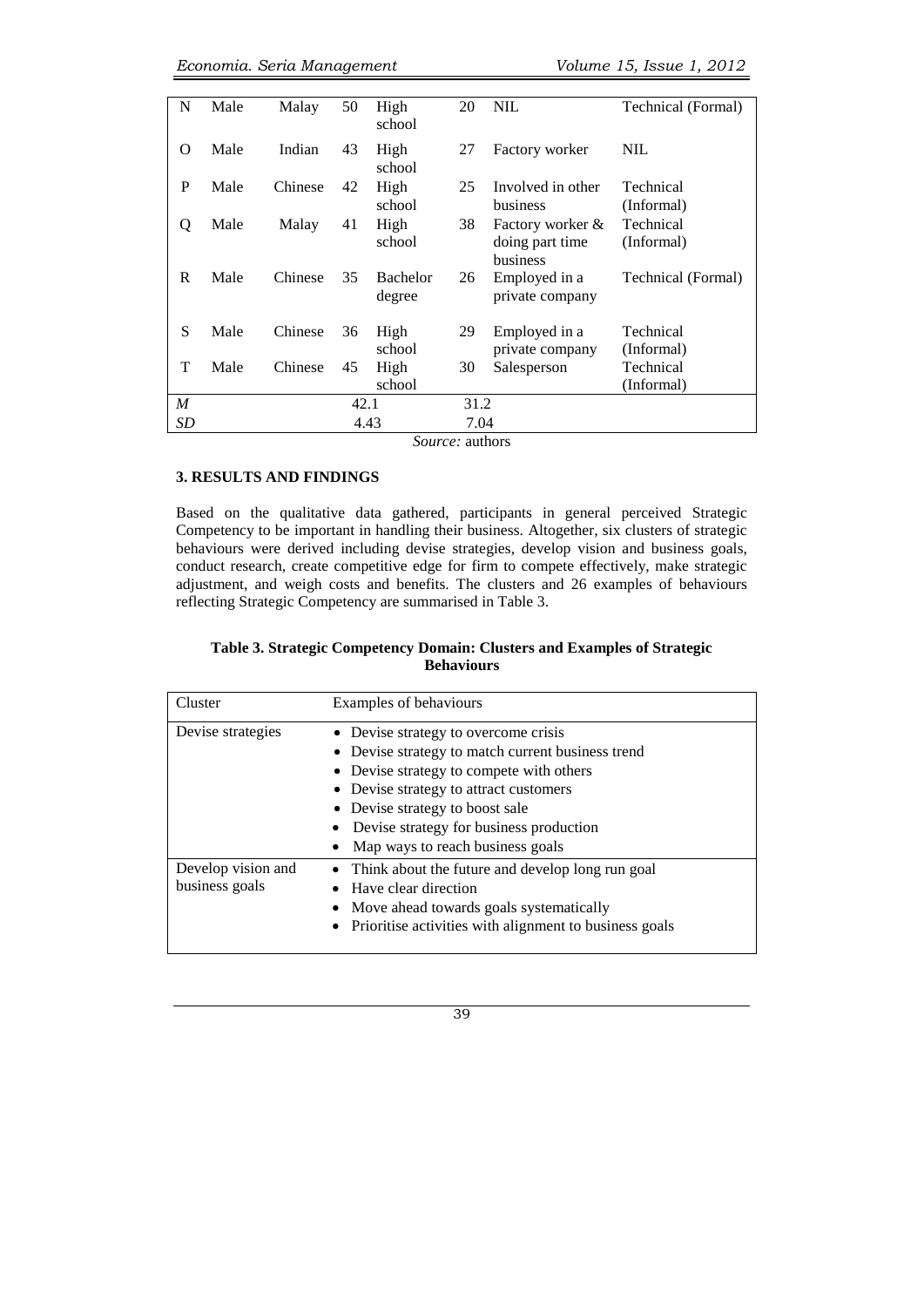| N | Male | Malay | 50 | High school | 20 | NIL | Technical (Formal) |
|---|---|---|---|---|---|---|---|
| O | Male | Indian | 43 | High school | 27 | Factory worker | NIL |
| P | Male | Chinese | 42 | High school | 25 | Involved in other business | Technical (Informal) |
| Q | Male | Malay | 41 | High school | 38 | Factory worker & doing part time business | Technical (Informal) |
| R | Male | Chinese | 35 | Bachelor degree | 26 | Employed in a private company | Technical (Formal) |
| S | Male | Chinese | 36 | High school | 29 | Employed in a private company | Technical (Informal) |
| T | Male | Chinese | 45 | High school | 30 | Salesperson | Technical (Informal) |
| *M* | | | 42.1 | | 31.2 | | |
| *SD* | | | 4.43 | | 7.04 | | |

*Source:* authors

### 3. RESULTS AND FINDINGS

Based on the qualitative data gathered, participants in general perceived Strategic Competency to be important in handling their business. Altogether, six clusters of strategic behaviours were derived including devise strategies, develop vision and business goals, conduct research, create competitive edge for firm to compete effectively, make strategic adjustment, and weigh costs and benefits. The clusters and 26 examples of behaviours reflecting Strategic Competency are summarised in Table 3.

**Table 3. Strategic Competency Domain: Clusters and Examples of Strategic Behaviours**

| Cluster | Examples of behaviours |
|---|---|
| Devise strategies | • Devise strategy to overcome crisis<br>• Devise strategy to match current business trend<br>• Devise strategy to compete with others<br>• Devise strategy to attract customers<br>• Devise strategy to boost sale<br>• Devise strategy for business production<br>• Map ways to reach business goals |
| Develop vision and business goals | • Think about the future and develop long run goal<br>• Have clear direction<br>• Move ahead towards goals systematically<br>• Prioritise activities with alignment to business goals |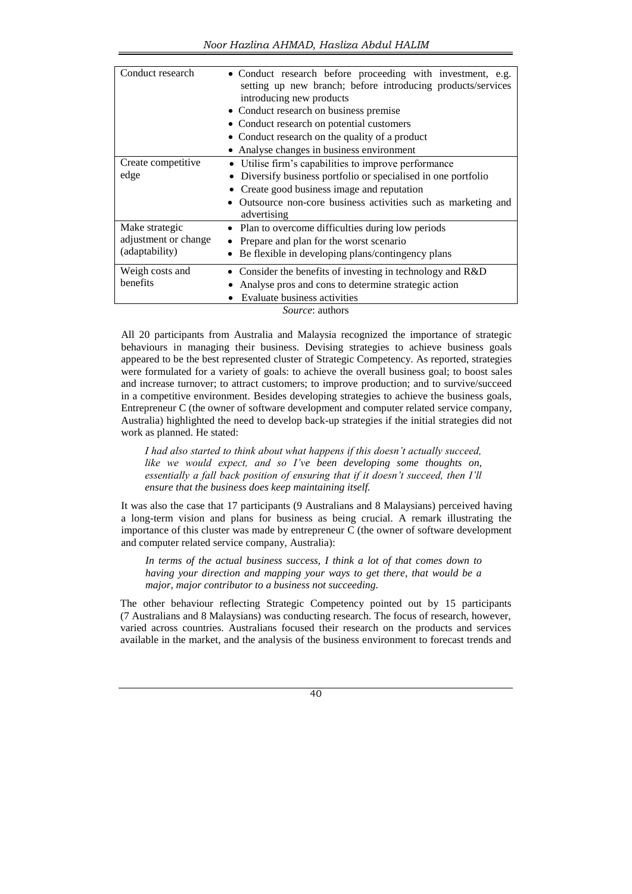| | |
|---|---|
| Conduct research | • Conduct research before proceeding with investment, e.g. setting up new branch; before introducing products/services introducing new products<br>• Conduct research on business premise<br>• Conduct research on potential customers<br>• Conduct research on the quality of a product<br>• Analyse changes in business environment |
| Create competitive edge | • Utilise firm's capabilities to improve performance<br>• Diversify business portfolio or specialised in one portfolio<br>• Create good business image and reputation<br>• Outsource non-core business activities such as marketing and advertising |
| Make strategic adjustment or change (adaptability) | • Plan to overcome difficulties during low periods<br>• Prepare and plan for the worst scenario<br>• Be flexible in developing plans/contingency plans |
| Weigh costs and benefits | • Consider the benefits of investing in technology and R&D<br>• Analyse pros and cons to determine strategic action<br>• Evaluate business activities |

*Source*: authors

All 20 participants from Australia and Malaysia recognized the importance of strategic behaviours in managing their business. Devising strategies to achieve business goals appeared to be the best represented cluster of Strategic Competency. As reported, strategies were formulated for a variety of goals: to achieve the overall business goal; to boost sales and increase turnover; to attract customers; to improve production; and to survive/succeed in a competitive environment. Besides developing strategies to achieve the business goals, Entrepreneur C (the owner of software development and computer related service company, Australia) highlighted the need to develop back-up strategies if the initial strategies did not work as planned. He stated:

> *I had also started to think about what happens if this doesn't actually succeed, like we would expect, and so I've been developing some thoughts on, essentially a fall back position of ensuring that if it doesn't succeed, then I'll ensure that the business does keep maintaining itself.*

It was also the case that 17 participants (9 Australians and 8 Malaysians) perceived having a long-term vision and plans for business as being crucial. A remark illustrating the importance of this cluster was made by entrepreneur C (the owner of software development and computer related service company, Australia):

> *In terms of the actual business success, I think a lot of that comes down to having your direction and mapping your ways to get there, that would be a major, major contributor to a business not succeeding.*

The other behaviour reflecting Strategic Competency pointed out by 15 participants (7 Australians and 8 Malaysians) was conducting research. The focus of research, however, varied across countries. Australians focused their research on the products and services available in the market, and the analysis of the business environment to forecast trends and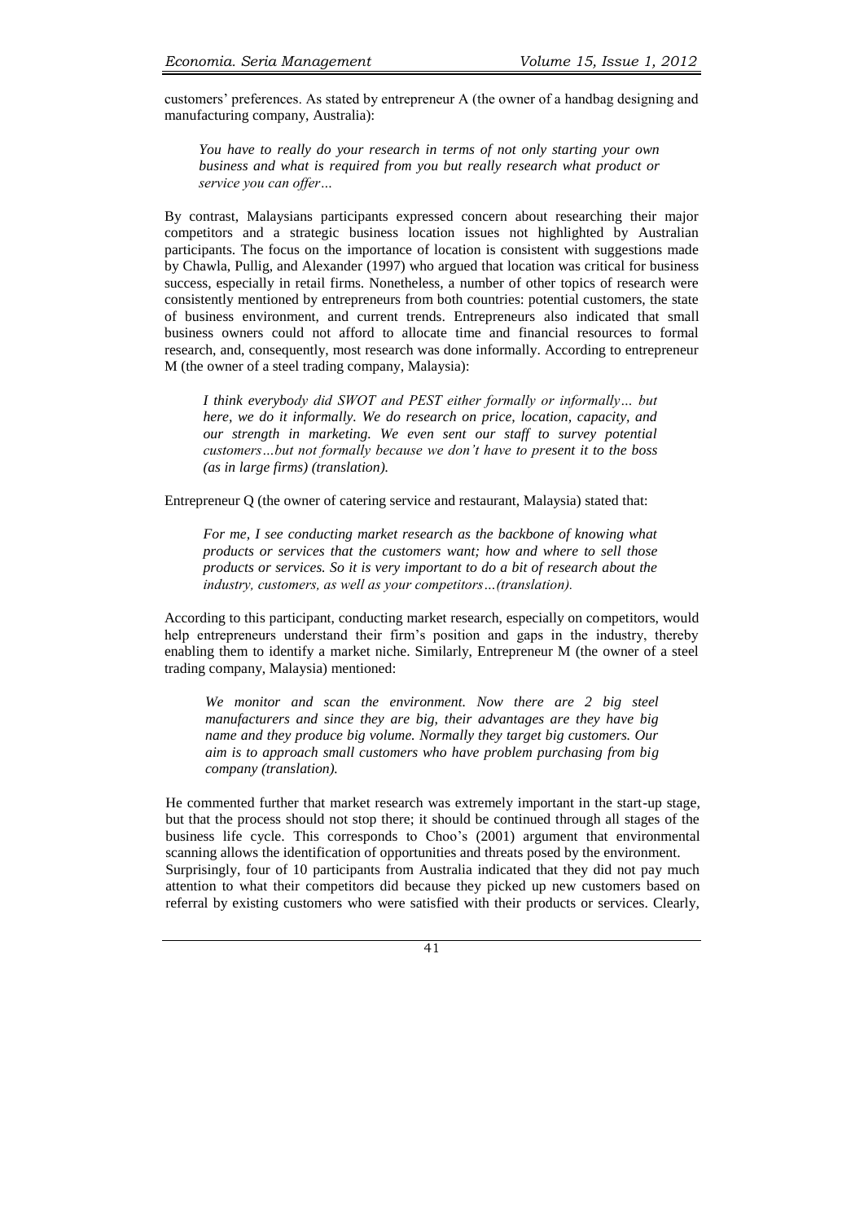customers' preferences. As stated by entrepreneur A (the owner of a handbag designing and manufacturing company, Australia):

> *You have to really do your research in terms of not only starting your own business and what is required from you but really research what product or service you can offer…*

By contrast, Malaysians participants expressed concern about researching their major competitors and a strategic business location issues not highlighted by Australian participants. The focus on the importance of location is consistent with suggestions made by Chawla, Pullig, and Alexander (1997) who argued that location was critical for business success, especially in retail firms. Nonetheless, a number of other topics of research were consistently mentioned by entrepreneurs from both countries: potential customers, the state of business environment, and current trends. Entrepreneurs also indicated that small business owners could not afford to allocate time and financial resources to formal research, and, consequently, most research was done informally. According to entrepreneur M (the owner of a steel trading company, Malaysia):

> *I think everybody did SWOT and PEST either formally or informally… but here, we do it informally. We do research on price, location, capacity, and our strength in marketing. We even sent our staff to survey potential customers…but not formally because we don't have to present it to the boss (as in large firms) (translation).*

Entrepreneur Q (the owner of catering service and restaurant, Malaysia) stated that:

> *For me, I see conducting market research as the backbone of knowing what products or services that the customers want; how and where to sell those products or services. So it is very important to do a bit of research about the industry, customers, as well as your competitors…(translation).*

According to this participant, conducting market research, especially on competitors, would help entrepreneurs understand their firm's position and gaps in the industry, thereby enabling them to identify a market niche. Similarly, Entrepreneur M (the owner of a steel trading company, Malaysia) mentioned:

> *We monitor and scan the environment. Now there are 2 big steel manufacturers and since they are big, their advantages are they have big name and they produce big volume. Normally they target big customers. Our aim is to approach small customers who have problem purchasing from big company (translation).*

He commented further that market research was extremely important in the start-up stage, but that the process should not stop there; it should be continued through all stages of the business life cycle. This corresponds to Choo's (2001) argument that environmental scanning allows the identification of opportunities and threats posed by the environment.

Surprisingly, four of 10 participants from Australia indicated that they did not pay much attention to what their competitors did because they picked up new customers based on referral by existing customers who were satisfied with their products or services. Clearly,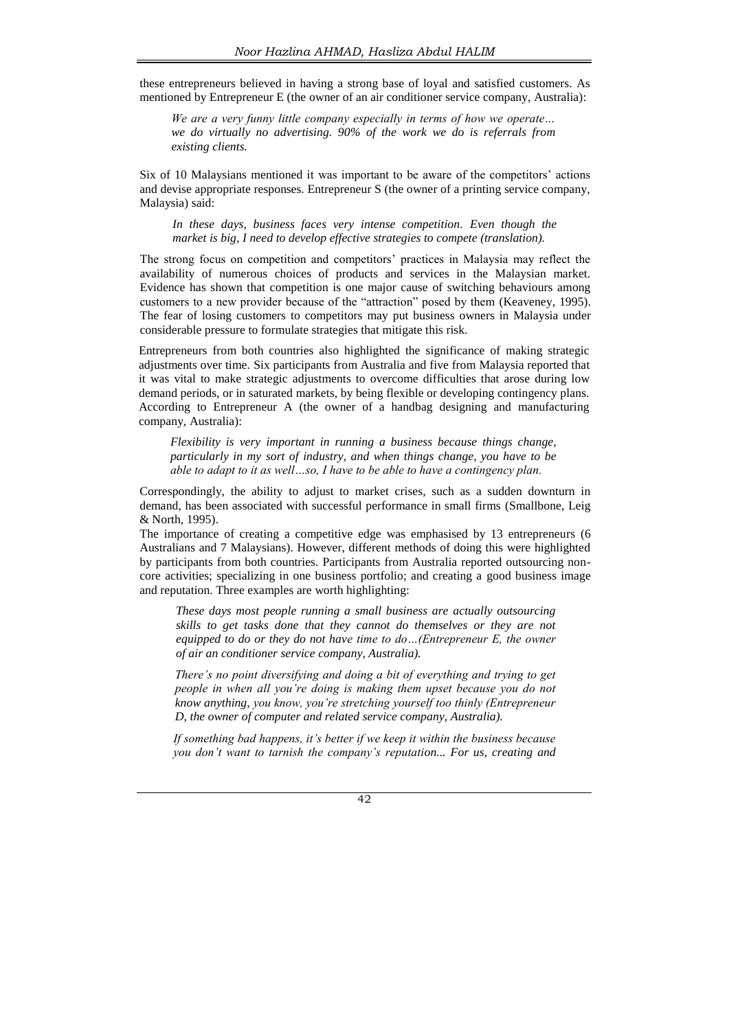these entrepreneurs believed in having a strong base of loyal and satisfied customers. As mentioned by Entrepreneur E (the owner of an air conditioner service company, Australia):

> *We are a very funny little company especially in terms of how we operate… we do virtually no advertising. 90% of the work we do is referrals from existing clients.*

Six of 10 Malaysians mentioned it was important to be aware of the competitors' actions and devise appropriate responses. Entrepreneur S (the owner of a printing service company, Malaysia) said:

> *In these days, business faces very intense competition. Even though the market is big, I need to develop effective strategies to compete (translation).*

The strong focus on competition and competitors' practices in Malaysia may reflect the availability of numerous choices of products and services in the Malaysian market. Evidence has shown that competition is one major cause of switching behaviours among customers to a new provider because of the "attraction" posed by them (Keaveney, 1995). The fear of losing customers to competitors may put business owners in Malaysia under considerable pressure to formulate strategies that mitigate this risk.

Entrepreneurs from both countries also highlighted the significance of making strategic adjustments over time. Six participants from Australia and five from Malaysia reported that it was vital to make strategic adjustments to overcome difficulties that arose during low demand periods, or in saturated markets, by being flexible or developing contingency plans. According to Entrepreneur A (the owner of a handbag designing and manufacturing company, Australia):

> *Flexibility is very important in running a business because things change, particularly in my sort of industry, and when things change, you have to be able to adapt to it as well…so, I have to be able to have a contingency plan.*

Correspondingly, the ability to adjust to market crises, such as a sudden downturn in demand, has been associated with successful performance in small firms (Smallbone, Leig & North, 1995).

The importance of creating a competitive edge was emphasised by 13 entrepreneurs (6 Australians and 7 Malaysians). However, different methods of doing this were highlighted by participants from both countries. Participants from Australia reported outsourcing non-core activities; specializing in one business portfolio; and creating a good business image and reputation. Three examples are worth highlighting:

> *These days most people running a small business are actually outsourcing skills to get tasks done that they cannot do themselves or they are not equipped to do or they do not have time to do…(Entrepreneur E, the owner of air an conditioner service company, Australia).*

> *There's no point diversifying and doing a bit of everything and trying to get people in when all you're doing is making them upset because you do not know anything, you know, you're stretching yourself too thinly (Entrepreneur D, the owner of computer and related service company, Australia).*

> *If something bad happens, it's better if we keep it within the business because you don't want to tarnish the company's reputation... For us, creating and*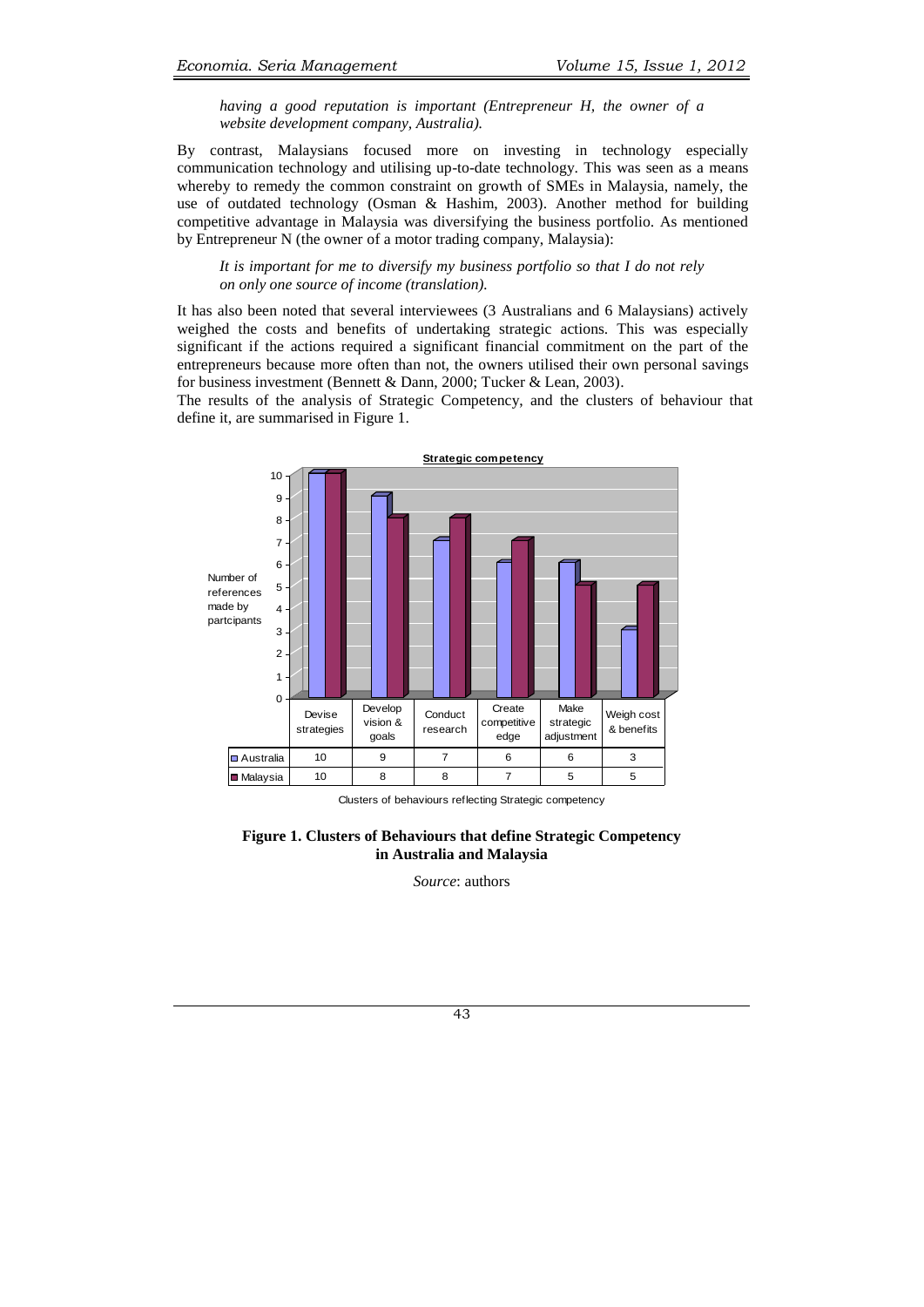*having a good reputation is important (Entrepreneur H, the owner of a website development company, Australia).*

By contrast, Malaysians focused more on investing in technology especially communication technology and utilising up-to-date technology. This was seen as a means whereby to remedy the common constraint on growth of SMEs in Malaysia, namely, the use of outdated technology (Osman & Hashim, 2003). Another method for building competitive advantage in Malaysia was diversifying the business portfolio. As mentioned by Entrepreneur N (the owner of a motor trading company, Malaysia):

*It is important for me to diversify my business portfolio so that I do not rely on only one source of income (translation).*

It has also been noted that several interviewees (3 Australians and 6 Malaysians) actively weighed the costs and benefits of undertaking strategic actions. This was especially significant if the actions required a significant financial commitment on the part of the entrepreneurs because more often than not, the owners utilised their own personal savings for business investment (Bennett & Dann, 2000; Tucker & Lean, 2003).

The results of the analysis of Strategic Competency, and the clusters of behaviour that define it, are summarised in Figure 1.

**Strategic competency**

| | Devise strategies | Develop vision & goals | Conduct research | Create competitive edge | Make strategic adjustment | Weigh cost & benefits |
|---|---|---|---|---|---|---|
| Australia | 10 | 9 | 7 | 6 | 6 | 3 |
| Malaysia | 10 | 8 | 8 | 7 | 5 | 5 |

Y-axis: Number of references made by partcipants

Clusters of behaviours reflecting Strategic competency

**Figure 1. Clusters of Behaviours that define Strategic Competency in Australia and Malaysia**

*Source*: authors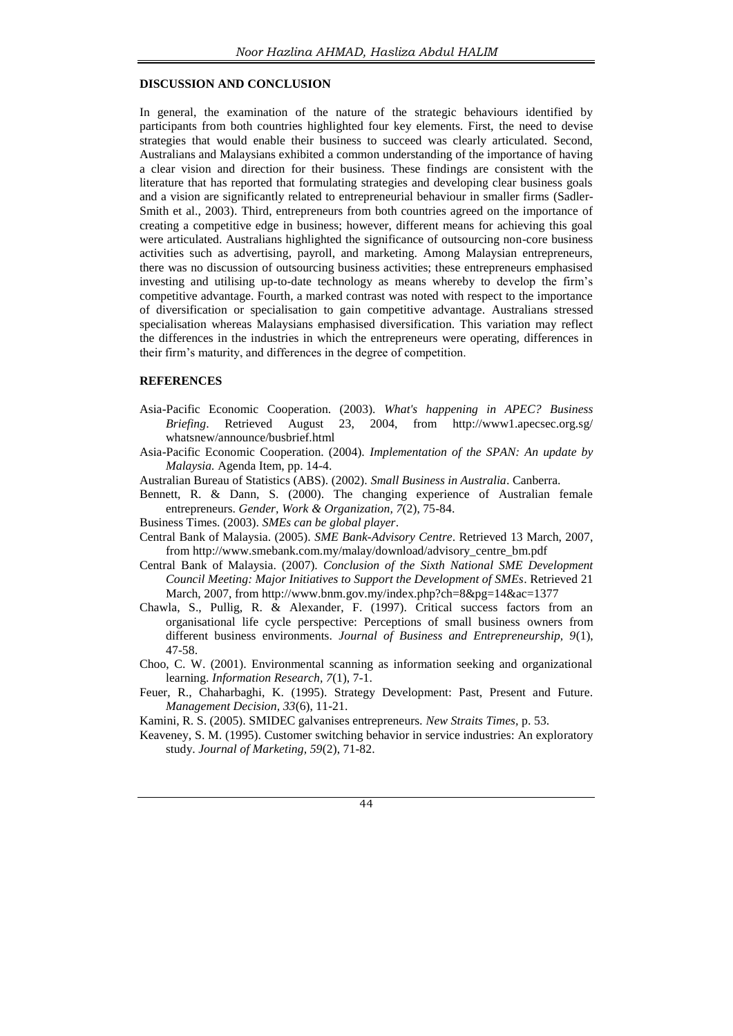## DISCUSSION AND CONCLUSION

In general, the examination of the nature of the strategic behaviours identified by participants from both countries highlighted four key elements. First, the need to devise strategies that would enable their business to succeed was clearly articulated. Second, Australians and Malaysians exhibited a common understanding of the importance of having a clear vision and direction for their business. These findings are consistent with the literature that has reported that formulating strategies and developing clear business goals and a vision are significantly related to entrepreneurial behaviour in smaller firms (Sadler-Smith et al., 2003). Third, entrepreneurs from both countries agreed on the importance of creating a competitive edge in business; however, different means for achieving this goal were articulated. Australians highlighted the significance of outsourcing non-core business activities such as advertising, payroll, and marketing. Among Malaysian entrepreneurs, there was no discussion of outsourcing business activities; these entrepreneurs emphasised investing and utilising up-to-date technology as means whereby to develop the firm's competitive advantage. Fourth, a marked contrast was noted with respect to the importance of diversification or specialisation to gain competitive advantage. Australians stressed specialisation whereas Malaysians emphasised diversification. This variation may reflect the differences in the industries in which the entrepreneurs were operating, differences in their firm's maturity, and differences in the degree of competition.

## REFERENCES

Asia-Pacific Economic Cooperation. (2003). *What's happening in APEC? Business Briefing*. Retrieved August 23, 2004, from http://www1.apecsec.org.sg/whatsnew/announce/busbrief.html

Asia-Pacific Economic Cooperation. (2004). *Implementation of the SPAN: An update by Malaysia.* Agenda Item, pp. 14-4.

Australian Bureau of Statistics (ABS). (2002). *Small Business in Australia*. Canberra.

Bennett, R. & Dann, S. (2000). The changing experience of Australian female entrepreneurs. *Gender, Work & Organization, 7*(2), 75-84.

Business Times. (2003). *SMEs can be global player*.

Central Bank of Malaysia. (2005). *SME Bank-Advisory Centre*. Retrieved 13 March, 2007, from http://www.smebank.com.my/malay/download/advisory_centre_bm.pdf

Central Bank of Malaysia. (2007). *Conclusion of the Sixth National SME Development Council Meeting: Major Initiatives to Support the Development of SMEs*. Retrieved 21 March, 2007, from http://www.bnm.gov.my/index.php?ch=8&pg=14&ac=1377

Chawla, S., Pullig, R. & Alexander, F. (1997). Critical success factors from an organisational life cycle perspective: Perceptions of small business owners from different business environments. *Journal of Business and Entrepreneurship, 9*(1), 47-58.

Choo, C. W. (2001). Environmental scanning as information seeking and organizational learning. *Information Research, 7*(1), 7-1.

Feuer, R., Chaharbaghi, K. (1995). Strategy Development: Past, Present and Future. *Management Decision, 33*(6), 11-21.

Kamini, R. S. (2005). SMIDEC galvanises entrepreneurs. *New Straits Times*, p. 53.

Keaveney, S. M. (1995). Customer switching behavior in service industries: An exploratory study. *Journal of Marketing, 59*(2), 71-82.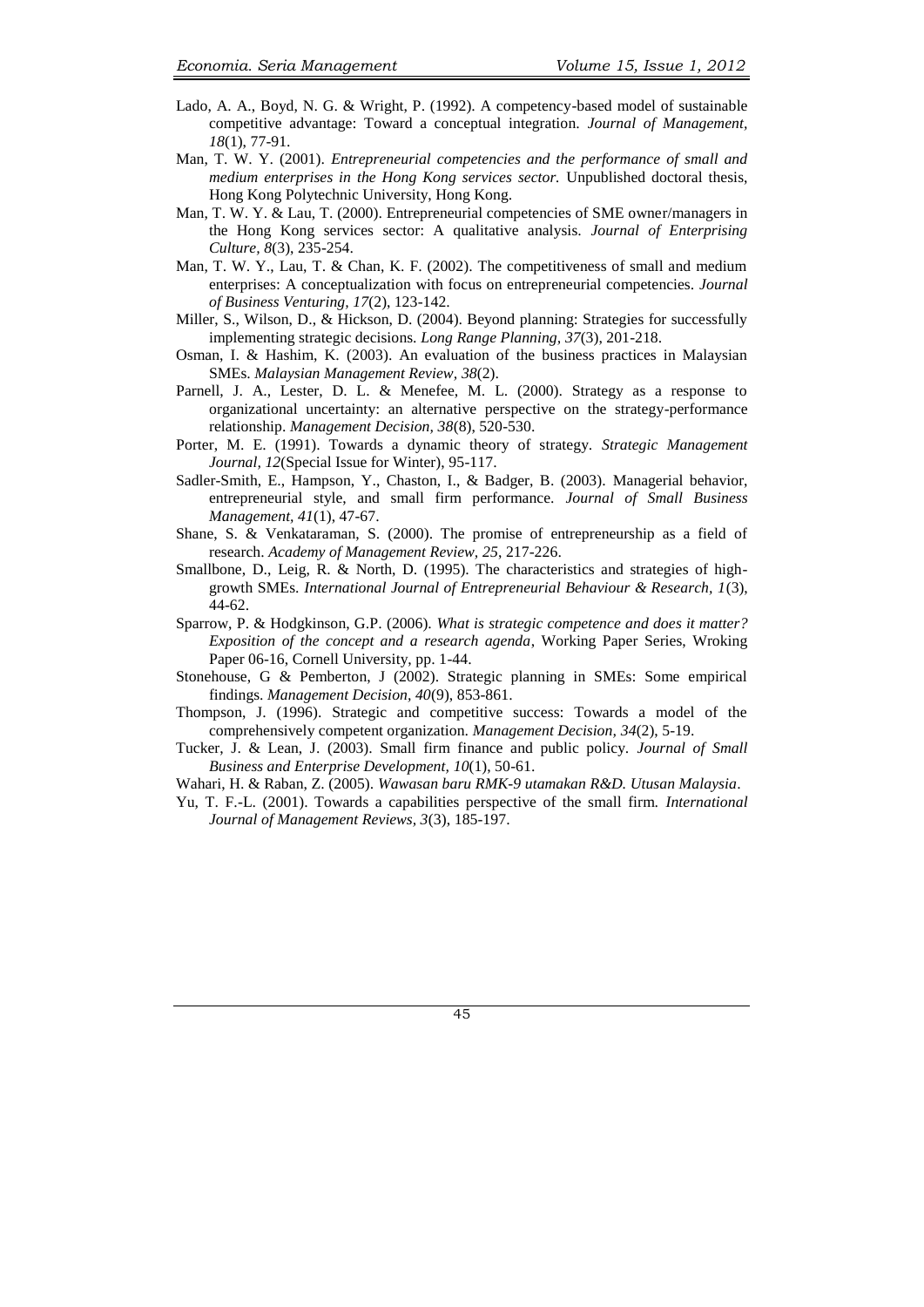Lado, A. A., Boyd, N. G. & Wright, P. (1992). A competency-based model of sustainable competitive advantage: Toward a conceptual integration. *Journal of Management, 18*(1), 77-91.

Man, T. W. Y. (2001). *Entrepreneurial competencies and the performance of small and medium enterprises in the Hong Kong services sector.* Unpublished doctoral thesis, Hong Kong Polytechnic University, Hong Kong.

Man, T. W. Y. & Lau, T. (2000). Entrepreneurial competencies of SME owner/managers in the Hong Kong services sector: A qualitative analysis. *Journal of Enterprising Culture, 8*(3), 235-254.

Man, T. W. Y., Lau, T. & Chan, K. F. (2002). The competitiveness of small and medium enterprises: A conceptualization with focus on entrepreneurial competencies. *Journal of Business Venturing, 17*(2), 123-142.

Miller, S., Wilson, D., & Hickson, D. (2004). Beyond planning: Strategies for successfully implementing strategic decisions. *Long Range Planning, 37*(3), 201-218.

Osman, I. & Hashim, K. (2003). An evaluation of the business practices in Malaysian SMEs. *Malaysian Management Review, 38*(2).

Parnell, J. A., Lester, D. L. & Menefee, M. L. (2000). Strategy as a response to organizational uncertainty: an alternative perspective on the strategy-performance relationship. *Management Decision, 38*(8), 520-530.

Porter, M. E. (1991). Towards a dynamic theory of strategy. *Strategic Management Journal, 12*(Special Issue for Winter), 95-117.

Sadler-Smith, E., Hampson, Y., Chaston, I., & Badger, B. (2003). Managerial behavior, entrepreneurial style, and small firm performance. *Journal of Small Business Management, 41*(1), 47-67.

Shane, S. & Venkataraman, S. (2000). The promise of entrepreneurship as a field of research. *Academy of Management Review, 25*, 217-226.

Smallbone, D., Leig, R. & North, D. (1995). The characteristics and strategies of high-growth SMEs. *International Journal of Entrepreneurial Behaviour & Research, 1*(3), 44-62.

Sparrow, P. & Hodgkinson, G.P. (2006). *What is strategic competence and does it matter? Exposition of the concept and a research agenda*, Working Paper Series, Wroking Paper 06-16, Cornell University, pp. 1-44.

Stonehouse, G & Pemberton, J (2002). Strategic planning in SMEs: Some empirical findings. *Management Decision, 40*(9), 853-861.

Thompson, J. (1996). Strategic and competitive success: Towards a model of the comprehensively competent organization. *Management Decision, 34*(2), 5-19.

Tucker, J. & Lean, J. (2003). Small firm finance and public policy. *Journal of Small Business and Enterprise Development, 10*(1), 50-61.

Wahari, H. & Raban, Z. (2005). *Wawasan baru RMK-9 utamakan R&D. Utusan Malaysia*.

Yu, T. F.-L. (2001). Towards a capabilities perspective of the small firm. *International Journal of Management Reviews, 3*(3), 185-197.